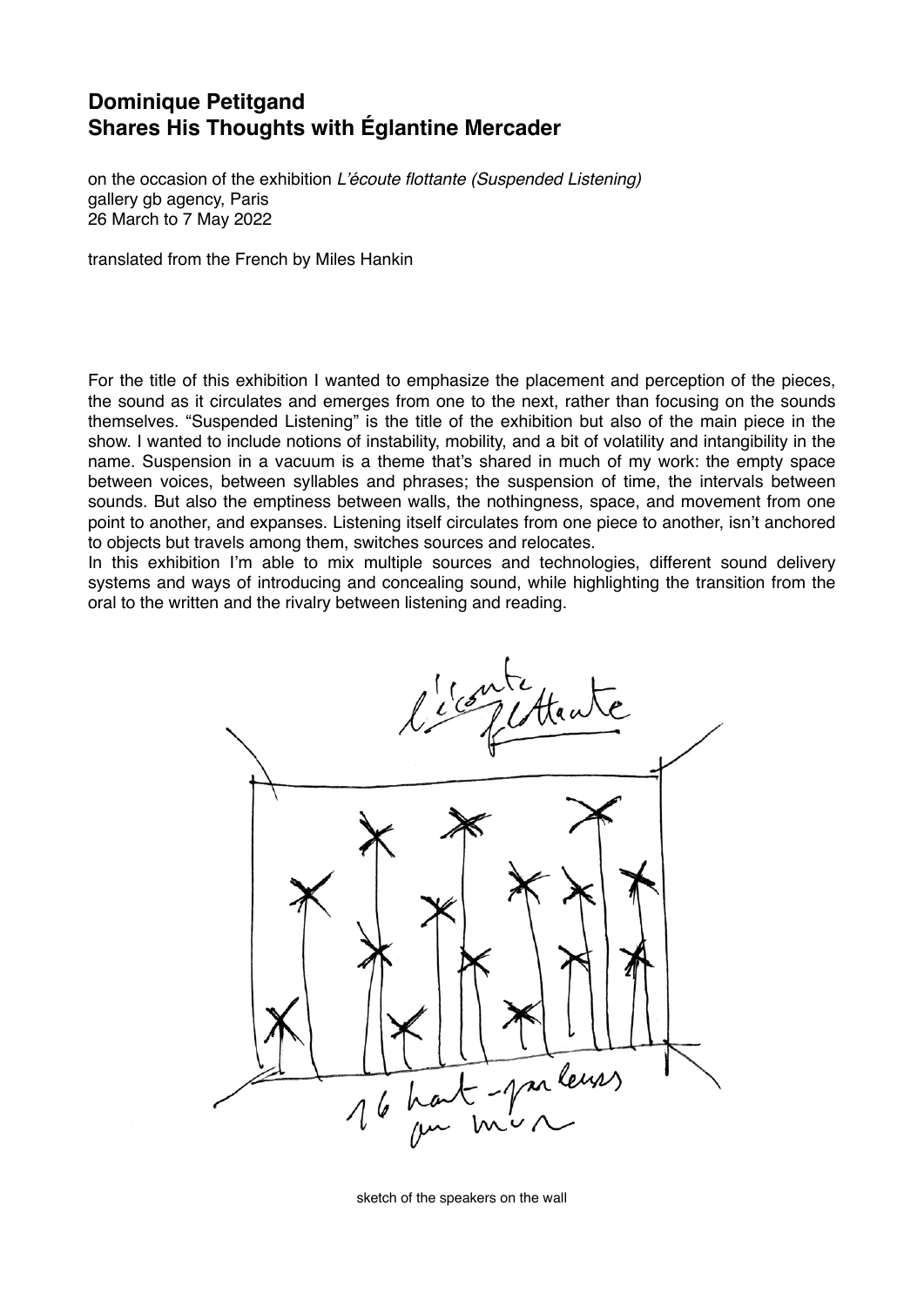# Dominique Petitgand
# Shares His Thoughts with Églantine Mercader

on the occasion of the exhibition *L'écoute flottante (Suspended Listening)*
gallery gb agency, Paris
26 March to 7 May 2022

translated from the French by Miles Hankin

For the title of this exhibition I wanted to emphasize the placement and perception of the pieces, the sound as it circulates and emerges from one to the next, rather than focusing on the sounds themselves. "Suspended Listening" is the title of the exhibition but also of the main piece in the show. I wanted to include notions of instability, mobility, and a bit of volatility and intangibility in the name. Suspension in a vacuum is a theme that's shared in much of my work: the empty space between voices, between syllables and phrases; the suspension of time, the intervals between sounds. But also the emptiness between walls, the nothingness, space, and movement from one point to another, and expanses. Listening itself circulates from one piece to another, isn't anchored to objects but travels among them, switches sources and relocates.
In this exhibition I'm able to mix multiple sources and technologies, different sound delivery systems and ways of introducing and concealing sound, while highlighting the transition from the oral to the written and the rivalry between listening and reading.

sketch of the speakers on the wall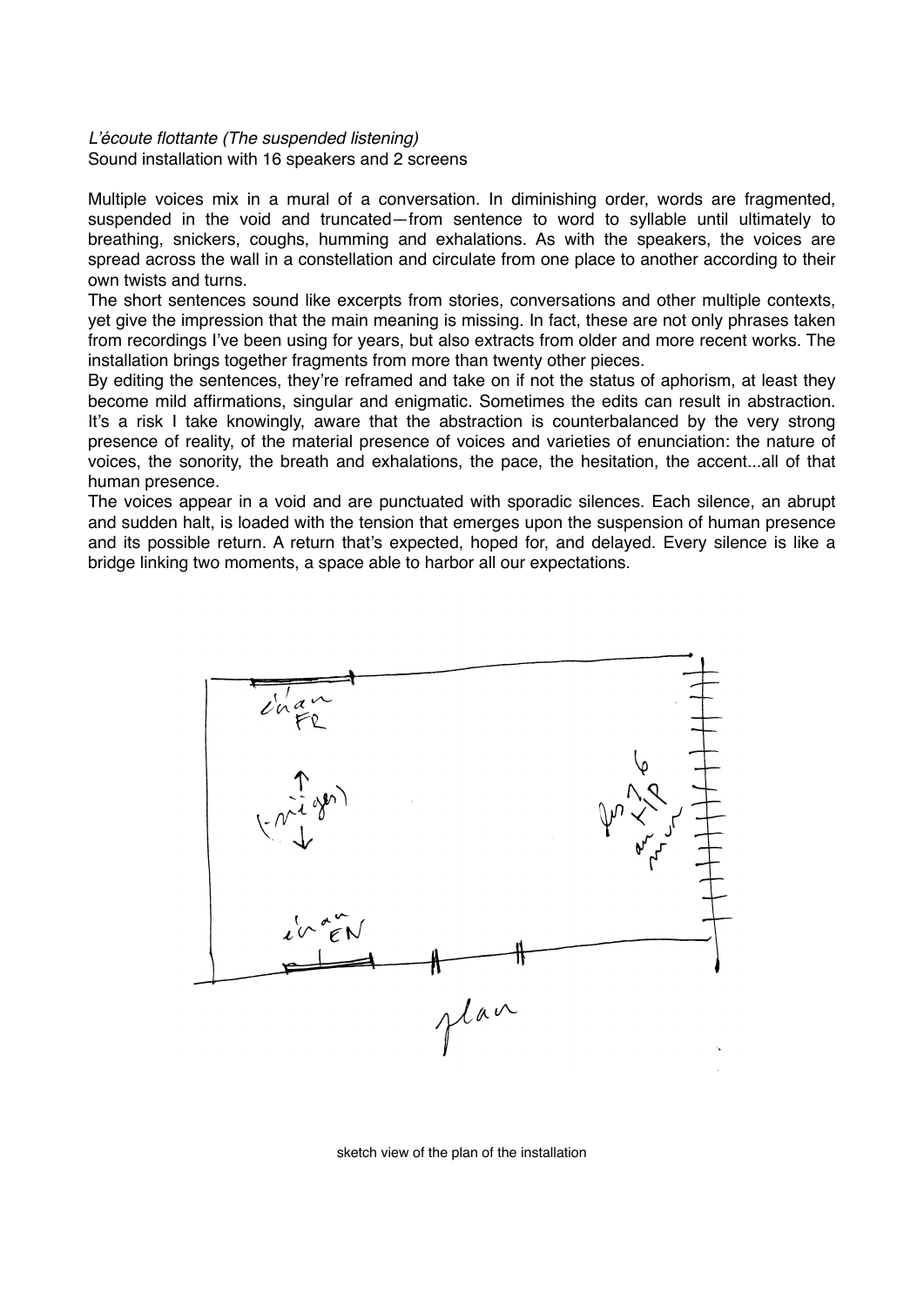*L'écoute flottante (The suspended listening)*
Sound installation with 16 speakers and 2 screens

Multiple voices mix in a mural of a conversation. In diminishing order, words are fragmented, suspended in the void and truncated—from sentence to word to syllable until ultimately to breathing, snickers, coughs, humming and exhalations. As with the speakers, the voices are spread across the wall in a constellation and circulate from one place to another according to their own twists and turns.

The short sentences sound like excerpts from stories, conversations and other multiple contexts, yet give the impression that the main meaning is missing. In fact, these are not only phrases taken from recordings I've been using for years, but also extracts from older and more recent works. The installation brings together fragments from more than twenty other pieces.

By editing the sentences, they're reframed and take on if not the status of aphorism, at least they become mild affirmations, singular and enigmatic. Sometimes the edits can result in abstraction. It's a risk I take knowingly, aware that the abstraction is counterbalanced by the very strong presence of reality, of the material presence of voices and varieties of enunciation: the nature of voices, the sonority, the breath and exhalations, the pace, the hesitation, the accent...all of that human presence.

The voices appear in a void and are punctuated with sporadic silences. Each silence, an abrupt and sudden halt, is loaded with the tension that emerges upon the suspension of human presence and its possible return. A return that's expected, hoped for, and delayed. Every silence is like a bridge linking two moments, a space able to harbor all our expectations.

écran FR

(sièges)

HP 16 au mur

écran EN

plan

sketch view of the plan of the installation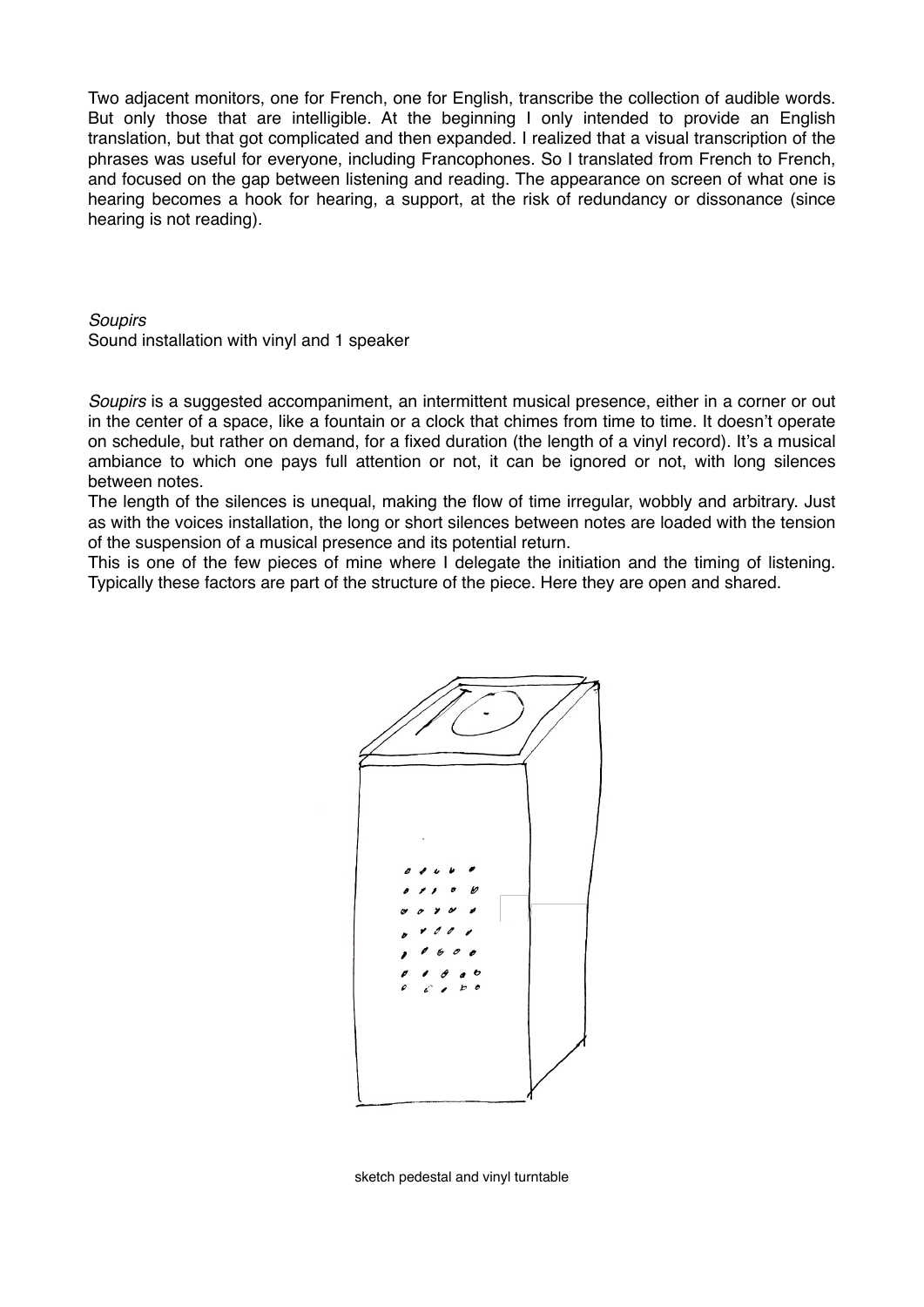Two adjacent monitors, one for French, one for English, transcribe the collection of audible words. But only those that are intelligible. At the beginning I only intended to provide an English translation, but that got complicated and then expanded. I realized that a visual transcription of the phrases was useful for everyone, including Francophones. So I translated from French to French, and focused on the gap between listening and reading. The appearance on screen of what one is hearing becomes a hook for hearing, a support, at the risk of redundancy or dissonance (since hearing is not reading).

*Soupirs*
Sound installation with vinyl and 1 speaker

*Soupirs* is a suggested accompaniment, an intermittent musical presence, either in a corner or out in the center of a space, like a fountain or a clock that chimes from time to time. It doesn't operate on schedule, but rather on demand, for a fixed duration (the length of a vinyl record). It's a musical ambiance to which one pays full attention or not, it can be ignored or not, with long silences between notes.
The length of the silences is unequal, making the flow of time irregular, wobbly and arbitrary. Just as with the voices installation, the long or short silences between notes are loaded with the tension of the suspension of a musical presence and its potential return.
This is one of the few pieces of mine where I delegate the initiation and the timing of listening. Typically these factors are part of the structure of the piece. Here they are open and shared.

sketch pedestal and vinyl turntable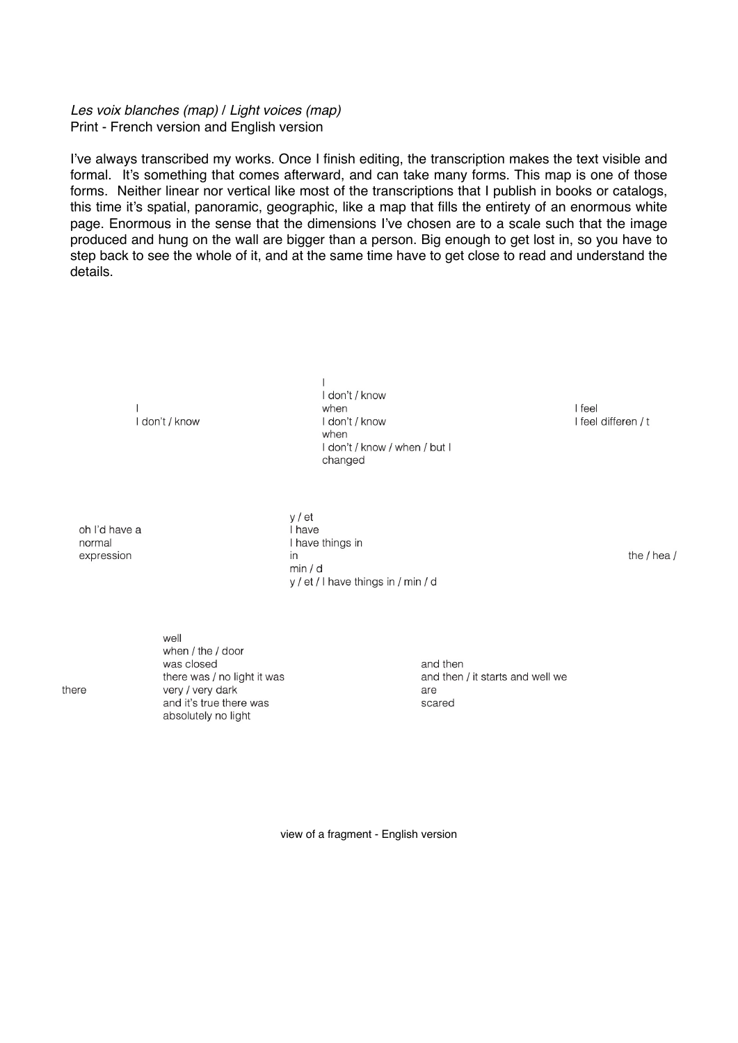*Les voix blanches (map)* / *Light voices (map)*
Print - French version and English version

I've always transcribed my works. Once I finish editing, the transcription makes the text visible and formal. It's something that comes afterward, and can take many forms. This map is one of those forms. Neither linear nor vertical like most of the transcriptions that I publish in books or catalogs, this time it's spatial, panoramic, geographic, like a map that fills the entirety of an enormous white page. Enormous in the sense that the dimensions I've chosen are to a scale such that the image produced and hung on the wall are bigger than a person. Big enough to get lost in, so you have to step back to see the whole of it, and at the same time have to get close to read and understand the details.

I
I don't / know

I
I don't / know
when
I don't / know
when
I don't / know / when / but I
changed

I feel
I feel differen / t

oh I'd have a
normal
expression

y / et
I have
I have things in
in
min / d
y / et / I have things in / min / d

the / hea /

there

well
when / the / door
was closed
there was / no light it was
very / very dark
and it's true there was
absolutely no light

and then
and then / it starts and well we
are
scared

view of a fragment - English version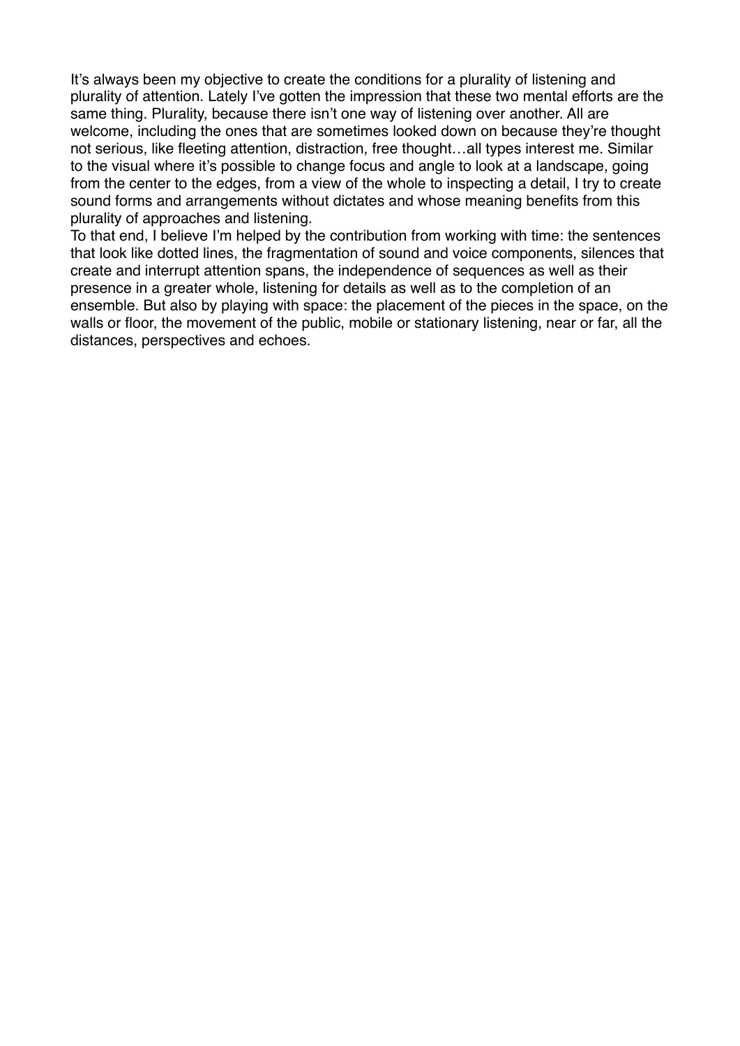It's always been my objective to create the conditions for a plurality of listening and plurality of attention. Lately I've gotten the impression that these two mental efforts are the same thing. Plurality, because there isn't one way of listening over another. All are welcome, including the ones that are sometimes looked down on because they're thought not serious, like fleeting attention, distraction, free thought…all types interest me. Similar to the visual where it's possible to change focus and angle to look at a landscape, going from the center to the edges, from a view of the whole to inspecting a detail, I try to create sound forms and arrangements without dictates and whose meaning benefits from this plurality of approaches and listening.

To that end, I believe I'm helped by the contribution from working with time: the sentences that look like dotted lines, the fragmentation of sound and voice components, silences that create and interrupt attention spans, the independence of sequences as well as their presence in a greater whole, listening for details as well as to the completion of an ensemble. But also by playing with space: the placement of the pieces in the space, on the walls or floor, the movement of the public, mobile or stationary listening, near or far, all the distances, perspectives and echoes.